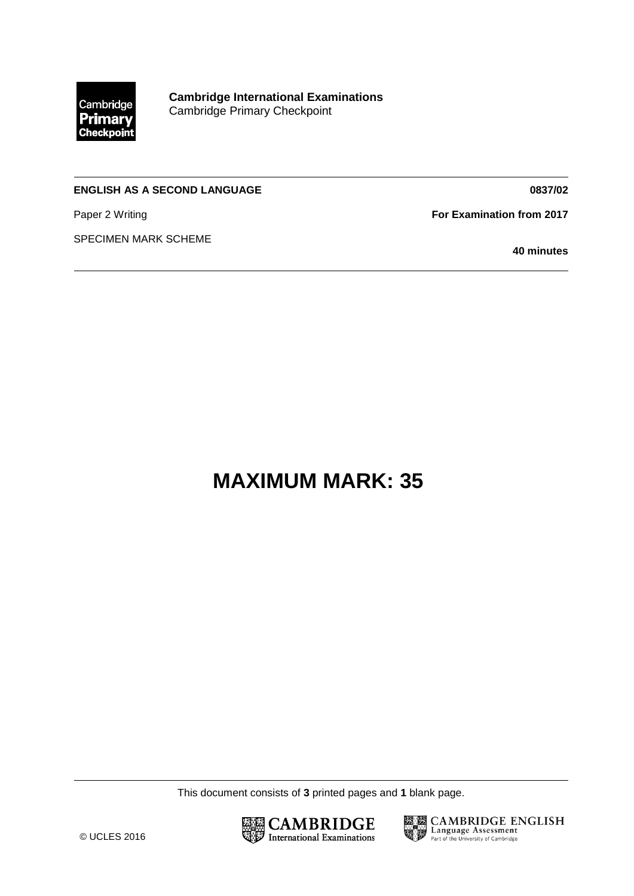**Cambridge International Examinations**
Cambridge Primary Checkpoint

---

**ENGLISH AS A SECOND LANGUAGE** **0837/02**

Paper 2 Writing **For Examination from 2017**

SPECIMEN MARK SCHEME

**40 minutes**

---

# MAXIMUM MARK: 35

---

This document consists of **3** printed pages and **1** blank page.

© UCLES 2016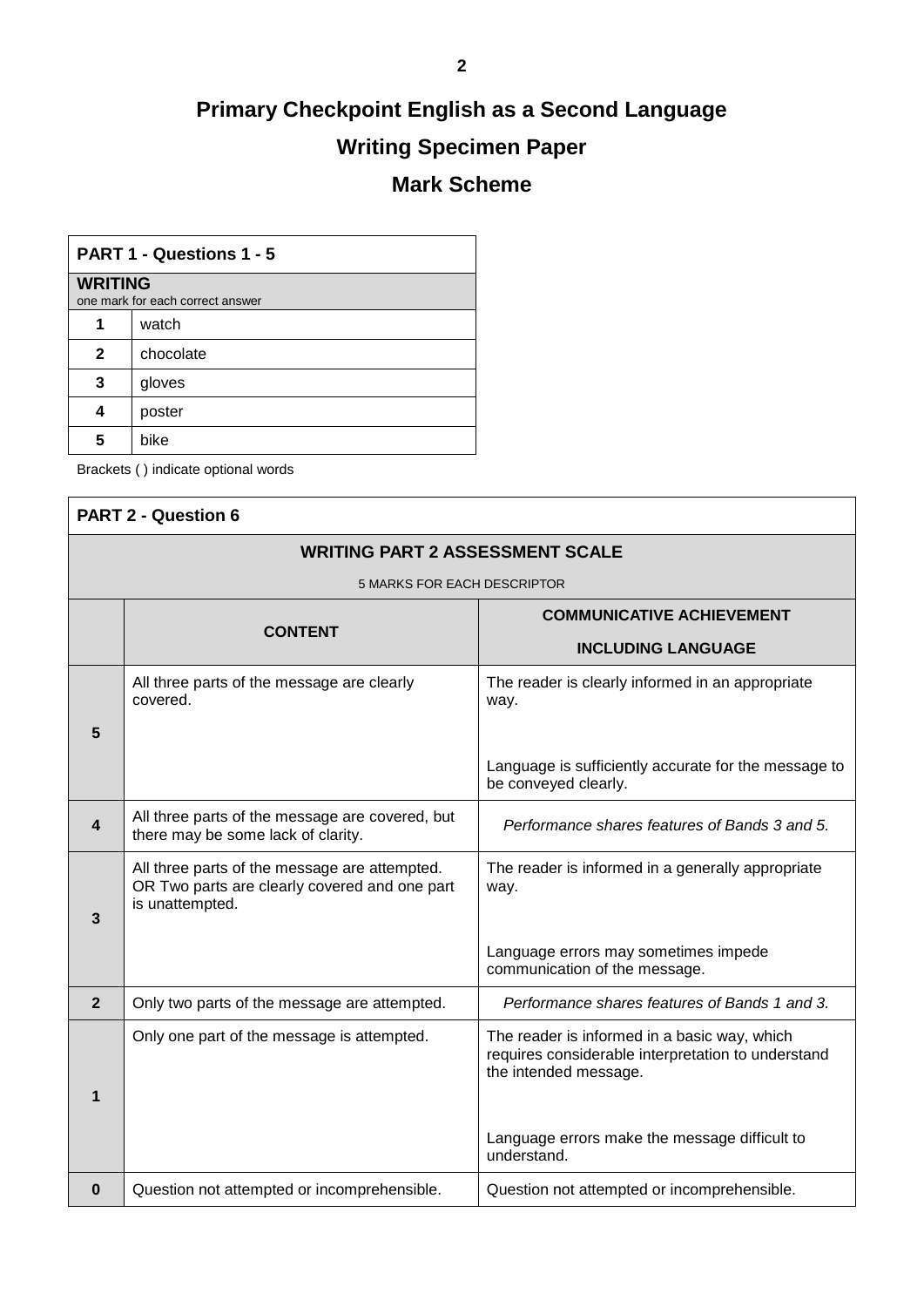# Primary Checkpoint English as a Second Language

# Writing Specimen Paper

# Mark Scheme

| PART 1 - Questions 1 - 5 | |
|---|---|
| **WRITING** one mark for each correct answer | |
| **1** | watch |
| **2** | chocolate |
| **3** | gloves |
| **4** | poster |
| **5** | bike |

Brackets ( ) indicate optional words

| PART 2 - Question 6 | | |
|---|---|---|
| **WRITING PART 2 ASSESSMENT SCALE** 5 MARKS FOR EACH DESCRIPTOR | | |
| | **CONTENT** | **COMMUNICATIVE ACHIEVEMENT INCLUDING LANGUAGE** |
| **5** | All three parts of the message are clearly covered. | The reader is clearly informed in an appropriate way. Language is sufficiently accurate for the message to be conveyed clearly. |
| **4** | All three parts of the message are covered, but there may be some lack of clarity. | *Performance shares features of Bands 3 and 5.* |
| **3** | All three parts of the message are attempted. OR Two parts are clearly covered and one part is unattempted. | The reader is informed in a generally appropriate way. Language errors may sometimes impede communication of the message. |
| **2** | Only two parts of the message are attempted. | *Performance shares features of Bands 1 and 3.* |
| **1** | Only one part of the message is attempted. | The reader is informed in a basic way, which requires considerable interpretation to understand the intended message. Language errors make the message difficult to understand. |
| **0** | Question not attempted or incomprehensible. | Question not attempted or incomprehensible. |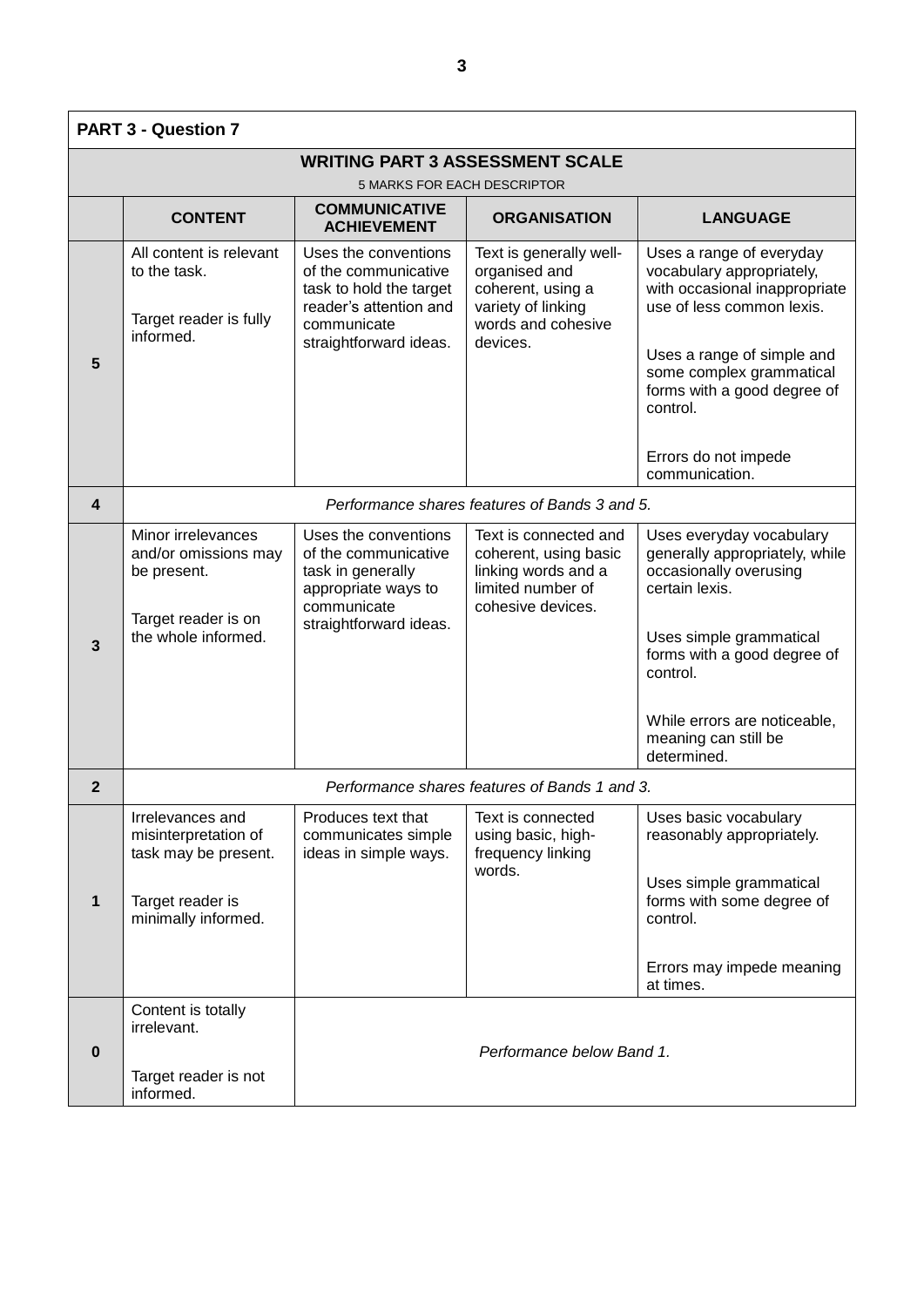**PART 3 - Question 7**

| WRITING PART 3 ASSESSMENT SCALE<br>5 MARKS FOR EACH DESCRIPTOR | | | | |
|---|---|---|---|---|
| | **CONTENT** | **COMMUNICATIVE ACHIEVEMENT** | **ORGANISATION** | **LANGUAGE** |
| **5** | All content is relevant to the task.<br><br>Target reader is fully informed. | Uses the conventions of the communicative task to hold the target reader's attention and communicate straightforward ideas. | Text is generally well-organised and coherent, using a variety of linking words and cohesive devices. | Uses a range of everyday vocabulary appropriately, with occasional inappropriate use of less common lexis.<br><br>Uses a range of simple and some complex grammatical forms with a good degree of control.<br><br>Errors do not impede communication. |
| **4** | *Performance shares features of Bands 3 and 5.* | | | |
| **3** | Minor irrelevances and/or omissions may be present.<br><br>Target reader is on the whole informed. | Uses the conventions of the communicative task in generally appropriate ways to communicate straightforward ideas. | Text is connected and coherent, using basic linking words and a limited number of cohesive devices. | Uses everyday vocabulary generally appropriately, while occasionally overusing certain lexis.<br><br>Uses simple grammatical forms with a good degree of control.<br><br>While errors are noticeable, meaning can still be determined. |
| **2** | *Performance shares features of Bands 1 and 3.* | | | |
| **1** | Irrelevances and misinterpretation of task may be present.<br><br>Target reader is minimally informed. | Produces text that communicates simple ideas in simple ways. | Text is connected using basic, high-frequency linking words. | Uses basic vocabulary reasonably appropriately.<br><br>Uses simple grammatical forms with some degree of control.<br><br>Errors may impede meaning at times. |
| **0** | Content is totally irrelevant.<br><br>Target reader is not informed. | *Performance below Band 1.* | | |